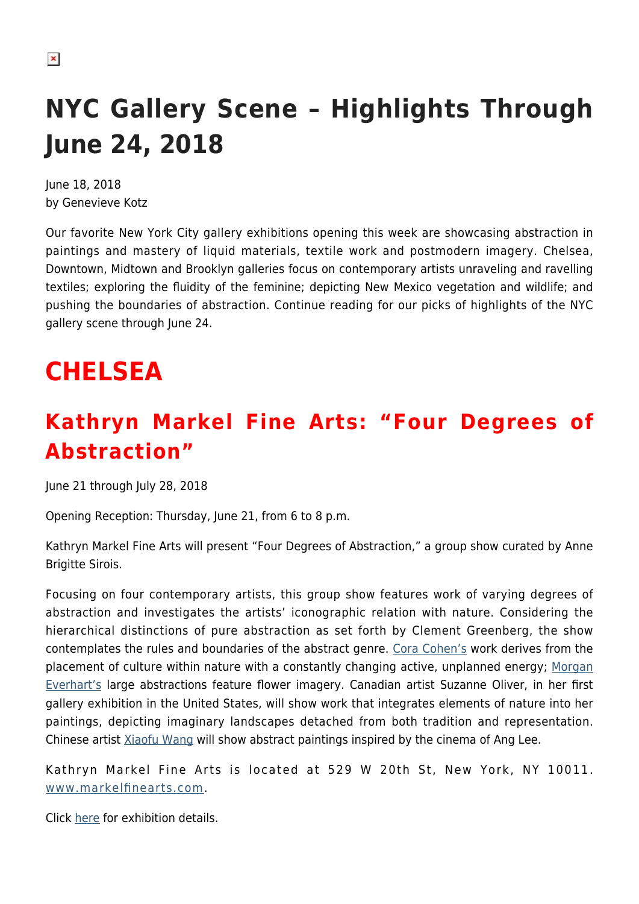# NYC Gallery Scene – Highlights Through June 24, 2018

June 18, 2018
by Genevieve Kotz

Our favorite New York City gallery exhibitions opening this week are showcasing abstraction in paintings and mastery of liquid materials, textile work and postmodern imagery. Chelsea, Downtown, Midtown and Brooklyn galleries focus on contemporary artists unraveling and ravelling textiles; exploring the fluidity of the feminine; depicting New Mexico vegetation and wildlife; and pushing the boundaries of abstraction. Continue reading for our picks of highlights of the NYC gallery scene through June 24.

# CHELSEA

## Kathryn Markel Fine Arts: "Four Degrees of Abstraction"

June 21 through July 28, 2018

Opening Reception: Thursday, June 21, from 6 to 8 p.m.

Kathryn Markel Fine Arts will present "Four Degrees of Abstraction," a group show curated by Anne Brigitte Sirois.

Focusing on four contemporary artists, this group show features work of varying degrees of abstraction and investigates the artists' iconographic relation with nature. Considering the hierarchical distinctions of pure abstraction as set forth by Clement Greenberg, the show contemplates the rules and boundaries of the abstract genre. Cora Cohen's work derives from the placement of culture within nature with a constantly changing active, unplanned energy; Morgan Everhart's large abstractions feature flower imagery. Canadian artist Suzanne Oliver, in her first gallery exhibition in the United States, will show work that integrates elements of nature into her paintings, depicting imaginary landscapes detached from both tradition and representation. Chinese artist Xiaofu Wang will show abstract paintings inspired by the cinema of Ang Lee.

Kathryn Markel Fine Arts is located at 529 W 20th St, New York, NY 10011. www.markelfinearts.com.

Click here for exhibition details.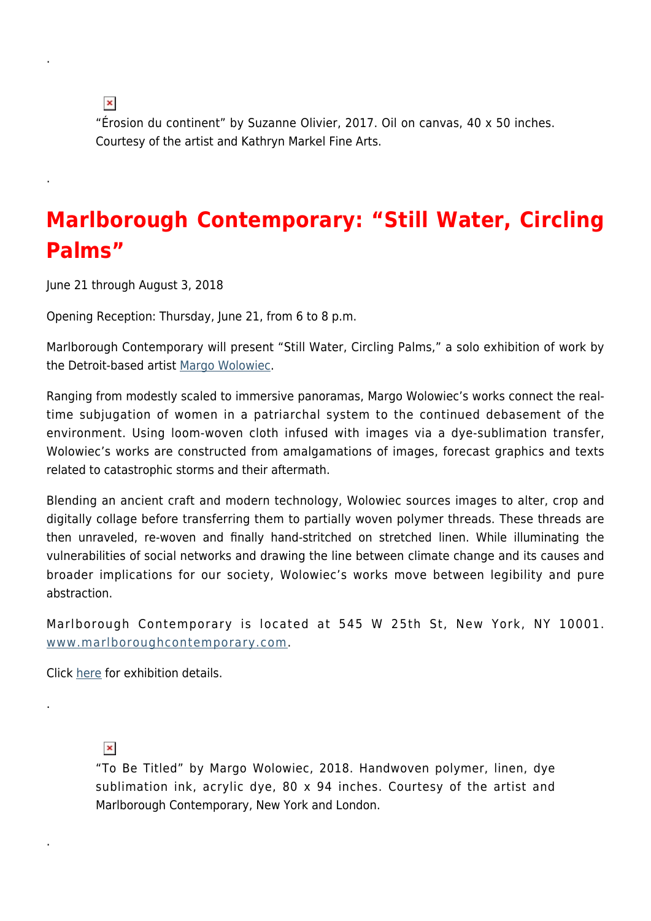.

"Érosion du continent" by Suzanne Olivier, 2017. Oil on canvas, 40 x 50 inches. Courtesy of the artist and Kathryn Markel Fine Arts.

.

## Marlborough Contemporary: "Still Water, Circling Palms"

June 21 through August 3, 2018

Opening Reception: Thursday, June 21, from 6 to 8 p.m.

Marlborough Contemporary will present "Still Water, Circling Palms," a solo exhibition of work by the Detroit-based artist Margo Wolowiec.

Ranging from modestly scaled to immersive panoramas, Margo Wolowiec's works connect the real-time subjugation of women in a patriarchal system to the continued debasement of the environment. Using loom-woven cloth infused with images via a dye-sublimation transfer, Wolowiec's works are constructed from amalgamations of images, forecast graphics and texts related to catastrophic storms and their aftermath.

Blending an ancient craft and modern technology, Wolowiec sources images to alter, crop and digitally collage before transferring them to partially woven polymer threads. These threads are then unraveled, re-woven and finally hand-stritched on stretched linen. While illuminating the vulnerabilities of social networks and drawing the line between climate change and its causes and broader implications for our society, Wolowiec's works move between legibility and pure abstraction.

Marlborough Contemporary is located at 545 W 25th St, New York, NY 10001. www.marlboroughcontemporary.com.

Click here for exhibition details.

.

"To Be Titled" by Margo Wolowiec, 2018. Handwoven polymer, linen, dye sublimation ink, acrylic dye, 80 x 94 inches. Courtesy of the artist and Marlborough Contemporary, New York and London.

.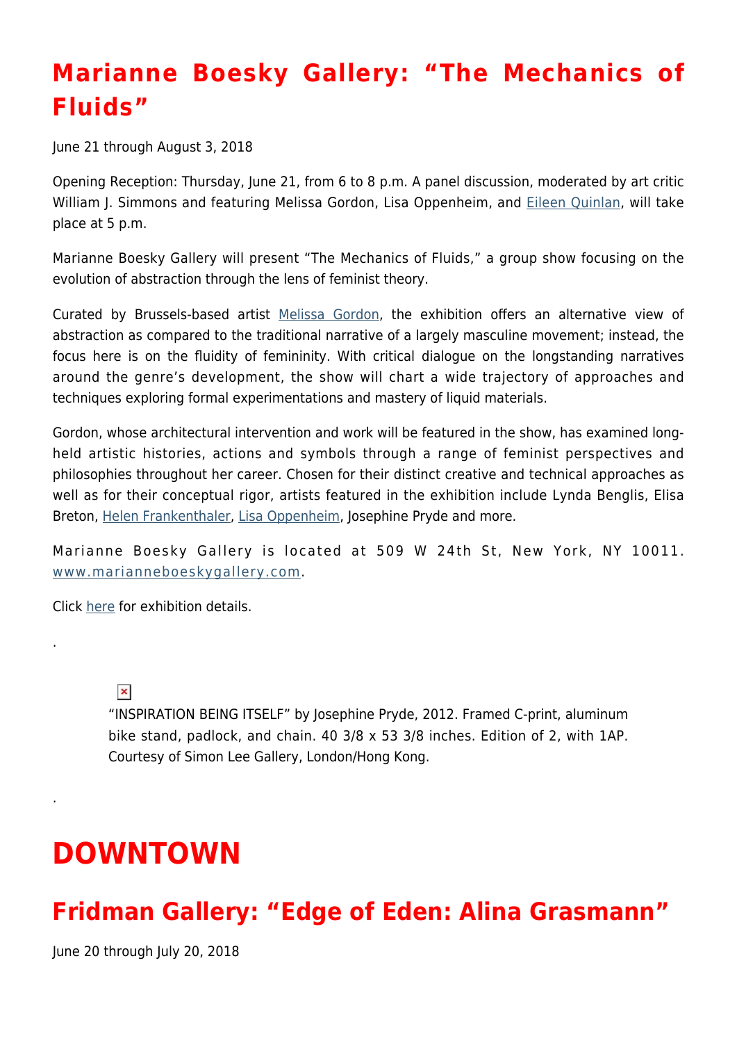## Marianne Boesky Gallery: "The Mechanics of Fluids"

June 21 through August 3, 2018

Opening Reception: Thursday, June 21, from 6 to 8 p.m. A panel discussion, moderated by art critic William J. Simmons and featuring Melissa Gordon, Lisa Oppenheim, and Eileen Quinlan, will take place at 5 p.m.

Marianne Boesky Gallery will present "The Mechanics of Fluids," a group show focusing on the evolution of abstraction through the lens of feminist theory.

Curated by Brussels-based artist Melissa Gordon, the exhibition offers an alternative view of abstraction as compared to the traditional narrative of a largely masculine movement; instead, the focus here is on the fluidity of femininity. With critical dialogue on the longstanding narratives around the genre's development, the show will chart a wide trajectory of approaches and techniques exploring formal experimentations and mastery of liquid materials.

Gordon, whose architectural intervention and work will be featured in the show, has examined long-held artistic histories, actions and symbols through a range of feminist perspectives and philosophies throughout her career. Chosen for their distinct creative and technical approaches as well as for their conceptual rigor, artists featured in the exhibition include Lynda Benglis, Elisa Breton, Helen Frankenthaler, Lisa Oppenheim, Josephine Pryde and more.

Marianne Boesky Gallery is located at 509 W 24th St, New York, NY 10011. www.marianneboeskygallery.com.

Click here for exhibition details.

.

"INSPIRATION BEING ITSELF" by Josephine Pryde, 2012. Framed C-print, aluminum bike stand, padlock, and chain. 40 3/8 x 53 3/8 inches. Edition of 2, with 1AP. Courtesy of Simon Lee Gallery, London/Hong Kong.

.

# DOWNTOWN

## Fridman Gallery: "Edge of Eden: Alina Grasmann"

June 20 through July 20, 2018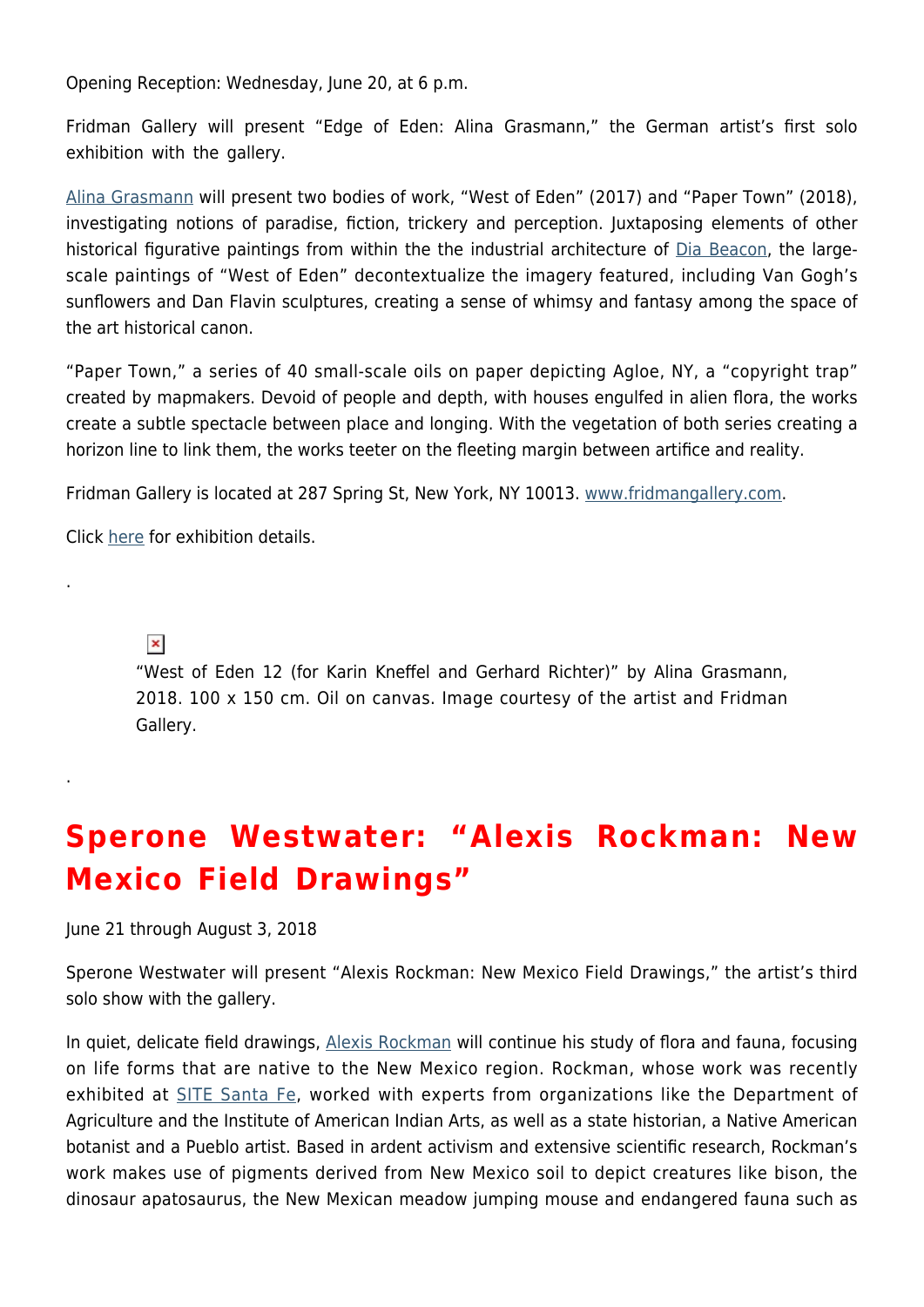Opening Reception: Wednesday, June 20, at 6 p.m.

Fridman Gallery will present "Edge of Eden: Alina Grasmann," the German artist's first solo exhibition with the gallery.

Alina Grasmann will present two bodies of work, "West of Eden" (2017) and "Paper Town" (2018), investigating notions of paradise, fiction, trickery and perception. Juxtaposing elements of other historical figurative paintings from within the the industrial architecture of Dia Beacon, the large-scale paintings of "West of Eden" decontextualize the imagery featured, including Van Gogh's sunflowers and Dan Flavin sculptures, creating a sense of whimsy and fantasy among the space of the art historical canon.

"Paper Town," a series of 40 small-scale oils on paper depicting Agloe, NY, a "copyright trap" created by mapmakers. Devoid of people and depth, with houses engulfed in alien flora, the works create a subtle spectacle between place and longing. With the vegetation of both series creating a horizon line to link them, the works teeter on the fleeting margin between artifice and reality.

Fridman Gallery is located at 287 Spring St, New York, NY 10013. www.fridmangallery.com.

Click here for exhibition details.

.

"West of Eden 12 (for Karin Kneffel and Gerhard Richter)" by Alina Grasmann, 2018. 100 x 150 cm. Oil on canvas. Image courtesy of the artist and Fridman Gallery.

.

## Sperone Westwater: "Alexis Rockman: New Mexico Field Drawings"

June 21 through August 3, 2018

Sperone Westwater will present "Alexis Rockman: New Mexico Field Drawings," the artist's third solo show with the gallery.

In quiet, delicate field drawings, Alexis Rockman will continue his study of flora and fauna, focusing on life forms that are native to the New Mexico region. Rockman, whose work was recently exhibited at SITE Santa Fe, worked with experts from organizations like the Department of Agriculture and the Institute of American Indian Arts, as well as a state historian, a Native American botanist and a Pueblo artist. Based in ardent activism and extensive scientific research, Rockman's work makes use of pigments derived from New Mexico soil to depict creatures like bison, the dinosaur apatosaurus, the New Mexican meadow jumping mouse and endangered fauna such as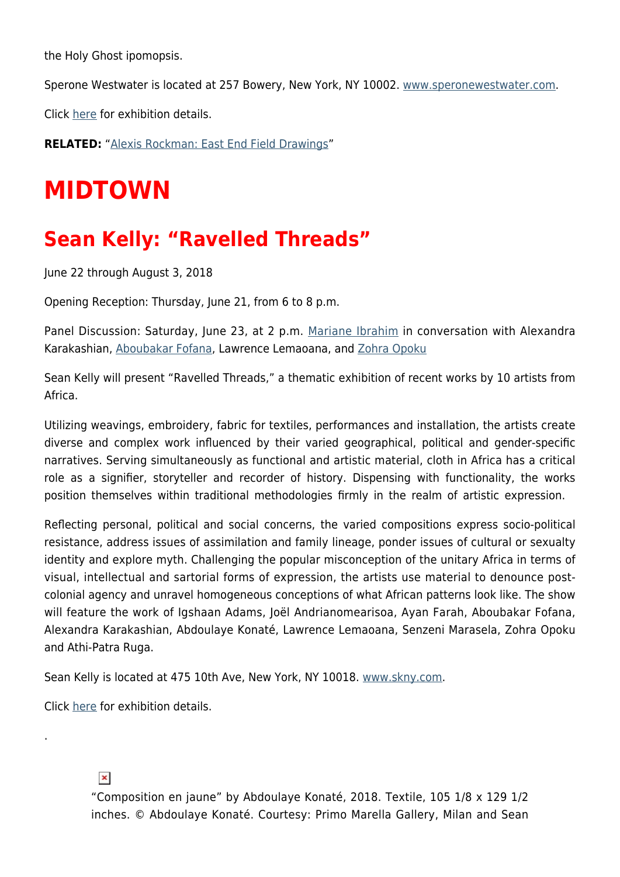the Holy Ghost ipomopsis.

Sperone Westwater is located at 257 Bowery, New York, NY 10002. www.speronewestwater.com.

Click here for exhibition details.

**RELATED:** "Alexis Rockman: East End Field Drawings"

# MIDTOWN

## Sean Kelly: "Ravelled Threads"

June 22 through August 3, 2018

Opening Reception: Thursday, June 21, from 6 to 8 p.m.

Panel Discussion: Saturday, June 23, at 2 p.m. Mariane Ibrahim in conversation with Alexandra Karakashian, Aboubakar Fofana, Lawrence Lemaoana, and Zohra Opoku

Sean Kelly will present "Ravelled Threads," a thematic exhibition of recent works by 10 artists from Africa.

Utilizing weavings, embroidery, fabric for textiles, performances and installation, the artists create diverse and complex work influenced by their varied geographical, political and gender-specific narratives. Serving simultaneously as functional and artistic material, cloth in Africa has a critical role as a signifier, storyteller and recorder of history. Dispensing with functionality, the works position themselves within traditional methodologies firmly in the realm of artistic expression.

Reflecting personal, political and social concerns, the varied compositions express socio-political resistance, address issues of assimilation and family lineage, ponder issues of cultural or sexualty identity and explore myth. Challenging the popular misconception of the unitary Africa in terms of visual, intellectual and sartorial forms of expression, the artists use material to denounce post-colonial agency and unravel homogeneous conceptions of what African patterns look like. The show will feature the work of Igshaan Adams, Joël Andrianomearisoa, Ayan Farah, Aboubakar Fofana, Alexandra Karakashian, Abdoulaye Konaté, Lawrence Lemaoana, Senzeni Marasela, Zohra Opoku and Athi-Patra Ruga.

Sean Kelly is located at 475 10th Ave, New York, NY 10018. www.skny.com.

Click here for exhibition details.

.

"Composition en jaune" by Abdoulaye Konaté, 2018. Textile, 105 1/8 x 129 1/2 inches. © Abdoulaye Konaté. Courtesy: Primo Marella Gallery, Milan and Sean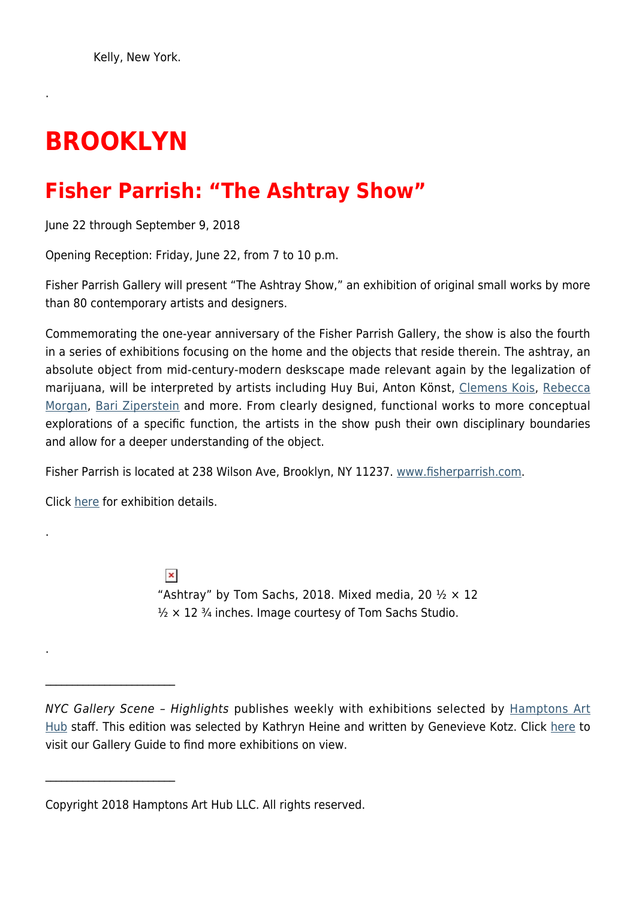Kelly, New York.

.

# BROOKLYN

## Fisher Parrish: "The Ashtray Show"

June 22 through September 9, 2018

Opening Reception: Friday, June 22, from 7 to 10 p.m.

Fisher Parrish Gallery will present "The Ashtray Show," an exhibition of original small works by more than 80 contemporary artists and designers.

Commemorating the one-year anniversary of the Fisher Parrish Gallery, the show is also the fourth in a series of exhibitions focusing on the home and the objects that reside therein. The ashtray, an absolute object from mid-century-modern deskscape made relevant again by the legalization of marijuana, will be interpreted by artists including Huy Bui, Anton Könst, Clemens Kois, Rebecca Morgan, Bari Ziperstein and more. From clearly designed, functional works to more conceptual explorations of a specific function, the artists in the show push their own disciplinary boundaries and allow for a deeper understanding of the object.

Fisher Parrish is located at 238 Wilson Ave, Brooklyn, NY 11237. www.fisherparrish.com.

Click here for exhibition details.

.

"Ashtray" by Tom Sachs, 2018. Mixed media, 20 ½ × 12 ½ × 12 ¾ inches. Image courtesy of Tom Sachs Studio.

.

---

*NYC Gallery Scene – Highlights* publishes weekly with exhibitions selected by Hamptons Art Hub staff. This edition was selected by Kathryn Heine and written by Genevieve Kotz. Click here to visit our Gallery Guide to find more exhibitions on view.

---

Copyright 2018 Hamptons Art Hub LLC. All rights reserved.